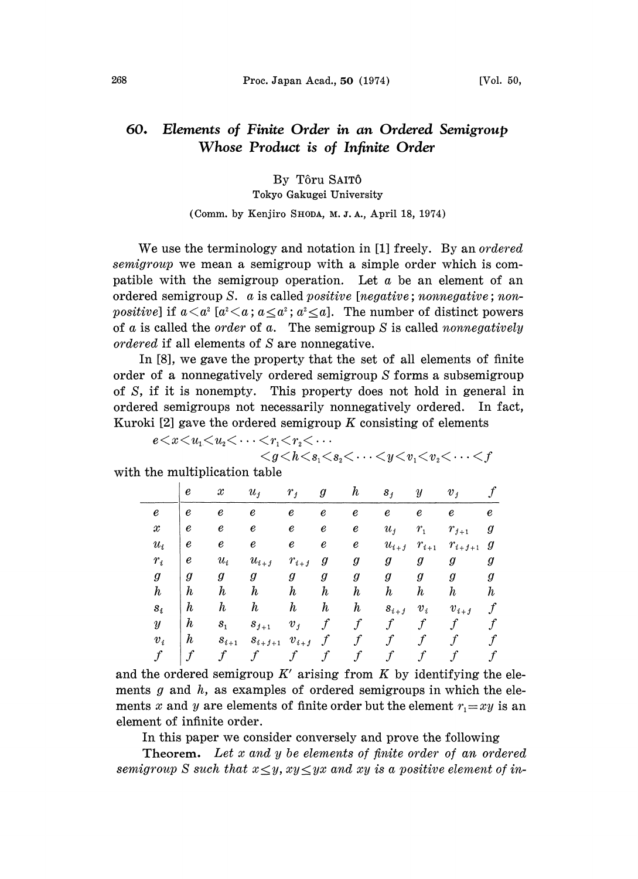# 60. *Elements of Finite Order in an Ordered Semigroup Whose Product is of Infinite Order*

By Tôru SAITÔ

Tokyo Gakugei University

(Comm. by Kenjiro SHODA, M. J. A., April 18, 1974)

We use the terminology and notation in [1] freely. By an *ordered semigroup* we mean a semigroup with a simple order which is compatible with the semigroup operation. Let $a$ be an element of an ordered semigroup $S$. $a$ is called *positive* [*negative*; *nonnegative*; *nonpositive*] if $a < a^2$ [$a^2 < a$; $a \leq a^2$; $a^2 \leq a$]. The number of distinct powers of $a$ is called the *order* of $a$. The semigroup $S$ is called *nonnegatively ordered* if all elements of $S$ are nonnegative.

In [8], we gave the property that the set of all elements of finite order of a nonnegatively ordered semigroup $S$ forms a subsemigroup of $S$, if it is nonempty. This property does not hold in general in ordered semigroups not necessarily nonnegatively ordered. In fact, Kuroki [2] gave the ordered semigroup $K$ consisting of elements

$$e < x < u_1 < u_2 < \cdots < r_1 < r_2 < \cdots < g < h < s_1 < s_2 < \cdots < y < v_1 < v_2 < \cdots < f$$

with the multiplication table

| | $e$ | $x$ | $u_j$ | $r_j$ | $g$ | $h$ | $s_j$ | $y$ | $v_j$ | $f$ |
|---|---|---|---|---|---|---|---|---|---|---|
| $e$ | $e$ | $e$ | $e$ | $e$ | $e$ | $e$ | $e$ | $e$ | $e$ | $e$ |
| $x$ | $e$ | $e$ | $e$ | $e$ | $e$ | $e$ | $u_j$ | $r_1$ | $r_{j+1}$ | $g$ |
| $u_i$ | $e$ | $e$ | $e$ | $e$ | $e$ | $e$ | $u_{i+j}$ | $r_{i+1}$ | $r_{i+j+1}$ | $g$ |
| $r_i$ | $e$ | $u_i$ | $u_{i+j}$ | $r_{i+j}$ | $g$ | $g$ | $g$ | $g$ | $g$ | $g$ |
| $g$ | $g$ | $g$ | $g$ | $g$ | $g$ | $g$ | $g$ | $g$ | $g$ | $g$ |
| $h$ | $h$ | $h$ | $h$ | $h$ | $h$ | $h$ | $h$ | $h$ | $h$ | $h$ |
| $s_i$ | $h$ | $h$ | $h$ | $h$ | $h$ | $h$ | $s_{i+j}$ | $v_i$ | $v_{i+j}$ | $f$ |
| $y$ | $h$ | $s_1$ | $s_{j+1}$ | $v_j$ | $f$ | $f$ | $f$ | $f$ | $f$ | $f$ |
| $v_i$ | $h$ | $s_{i+1}$ | $s_{i+j+1}$ | $v_{i+j}$ | $f$ | $f$ | $f$ | $f$ | $f$ | $f$ |
| $f$ | $f$ | $f$ | $f$ | $f$ | $f$ | $f$ | $f$ | $f$ | $f$ | $f$ |

and the ordered semigroup $K'$ arising from $K$ by identifying the elements $g$ and $h$, as examples of ordered semigroups in which the elements $x$ and $y$ are elements of finite order but the element $r_1 = xy$ is an element of infinite order.

In this paper we consider conversely and prove the following

**Theorem.** *Let $x$ and $y$ be elements of finite order of an ordered semigroup $S$ such that $x \leq y$, $xy \leq yx$ and $xy$ is a positive element of in-*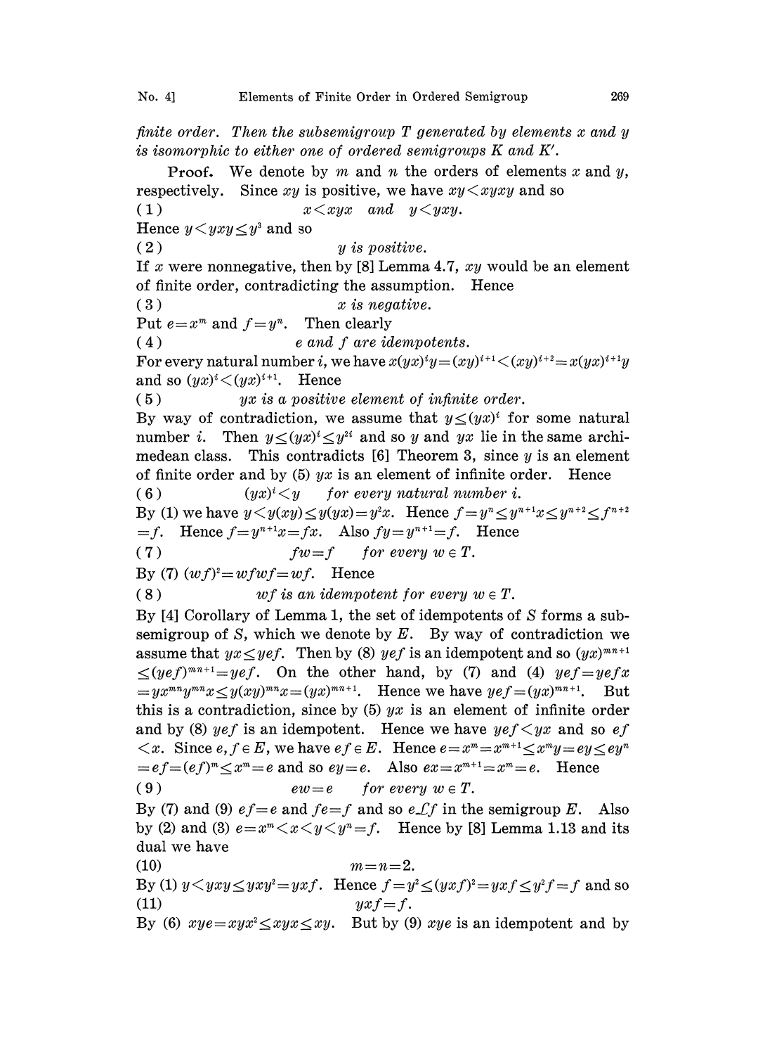*finite order. Then the subsemigroup $T$ generated by elements $x$ and $y$ is isomorphic to either one of ordered semigroups $K$ and $K'$.*

**Proof.** We denote by $m$ and $n$ the orders of elements $x$ and $y$, respectively. Since $xy$ is positive, we have $xy < xyxy$ and so

(1) $\qquad x < xyx \quad and \quad y < yxy.$

Hence $y < yxy \leq y^3$ and so

(2) $\qquad$ *$y$ is positive.*

If $x$ were nonnegative, then by [8] Lemma 4.7, $xy$ would be an element of finite order, contradicting the assumption. Hence

(3) $\qquad$ *$x$ is negative.*

Put $e = x^m$ and $f = y^n$. Then clearly

(4) $\qquad$ *$e$ and $f$ are idempotents.*

For every natural number $i$, we have $x(yx)^i y = (xy)^{i+1} < (xy)^{i+2} = x(yx)^{i+1} y$ and so $(yx)^i < (yx)^{i+1}$. Hence

(5) $\qquad$ *$yx$ is a positive element of infinite order.*

By way of contradiction, we assume that $y \leq (yx)^i$ for some natural number $i$. Then $y \leq (yx)^i \leq y^{2i}$ and so $y$ and $yx$ lie in the same archimedean class. This contradicts [6] Theorem 3, since $y$ is an element of finite order and by (5) $yx$ is an element of infinite order. Hence

(6) $\qquad (yx)^i < y \quad$ *for every natural number $i$.*

By (1) we have $y < y(xy) \leq y(yx) = y^2 x$. Hence $f = y^n \leq y^{n+1} x \leq y^{n+2} \leq f^{n+2} = f$. Hence $f = y^{n+1} x = fx$. Also $fy = y^{n+1} = f$. Hence

(7) $\qquad fw = f \quad$ *for every $w \in T$.*

By (7) $(wf)^2 = wfwf = wf$. Hence

(8) $\qquad$ *$wf$ is an idempotent for every $w \in T$.*

By [4] Corollary of Lemma 1, the set of idempotents of $S$ forms a subsemigroup of $S$, which we denote by $E$. By way of contradiction we assume that $yx \leq yef$. Then by (8) $yef$ is an idempotent and so $(yx)^{mn+1} \leq (yef)^{mn+1} = yef$. On the other hand, by (7) and (4) $yef = yefx = yx^{mn} y^{mn} x \leq y(xy)^{mn} x = (yx)^{mn+1}$. Hence we have $yef = (yx)^{mn+1}$. But this is a contradiction, since by (5) $yx$ is an element of infinite order and by (8) $yef$ is an idempotent. Hence we have $yef < yx$ and so $ef < x$. Since $e, f \in E$, we have $ef \in E$. Hence $e = x^m = x^{m+1} \leq x^m y = ey \leq ey^n = ef = (ef)^m \leq x^m = e$ and so $ey = e$. Also $ex = x^{m+1} = x^m = e$. Hence

(9) $\qquad ew = e \quad$ *for every $w \in T$.*

By (7) and (9) $ef = e$ and $fe = f$ and so $e \mathcal{L} f$ in the semigroup $E$. Also by (2) and (3) $e = x^m < x < y < y^n = f$. Hence by [8] Lemma 1.13 and its dual we have

(10) $\qquad m = n = 2.$

By (1) $y < yxy \leq yxy^2 = yxf$. Hence $f = y^2 \leq (yxf)^2 = yxf \leq y^2 f = f$ and so

(11) $\qquad yxf = f.$

By (6) $xye = xyx^2 \leq xyx \leq xy$. But by (9) $xye$ is an idempotent and by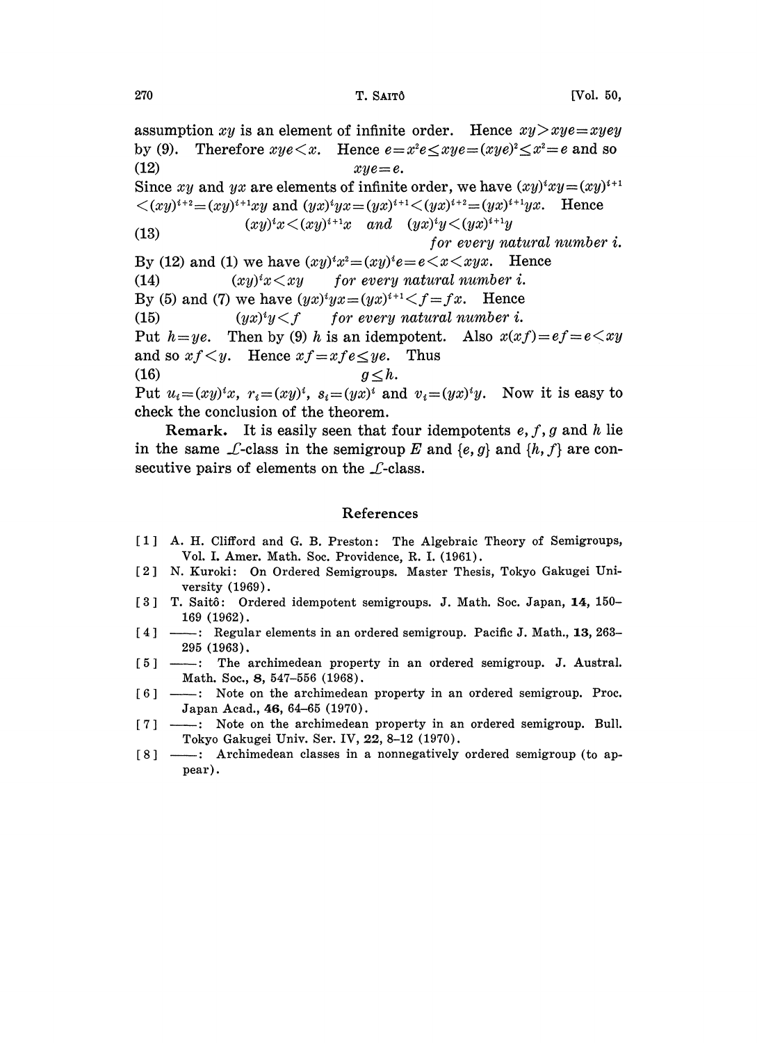assumption $xy$ is an element of infinite order. Hence $xy > xye = xyey$ by (9). Therefore $xye < x$. Hence $e = x^2 e \le xye = (xye)^2 \le x^2 = e$ and so

$$xye = e. \tag{12}$$

Since $xy$ and $yx$ are elements of infinite order, we have $(xy)^i xy = (xy)^{i+1} < (xy)^{i+2} = (xy)^{i+1} xy$ and $(yx)^i yx = (yx)^{i+1} < (yx)^{i+2} = (yx)^{i+1} yx$. Hence

$$(xy)^i x < (xy)^{i+1} x \quad \textit{and} \quad (yx)^i y < (yx)^{i+1} y \tag{13}$$

*for every natural number i.*

By (12) and (1) we have $(xy)^i x^2 = (xy)^i e = e < x < xyx$. Hence

$$(xy)^i x < xy \quad \textit{for every natural number } i. \tag{14}$$

By (5) and (7) we have $(yx)^i yx = (yx)^{i+1} < f = fx$. Hence

$$(yx)^i y < f \quad \textit{for every natural number } i. \tag{15}$$

Put $h = ye$. Then by (9) $h$ is an idempotent. Also $x(xf) = ef = e < xy$ and so $xf < y$. Hence $xf = xfe \le ye$. Thus

$$g \le h. \tag{16}$$

Put $u_i = (xy)^i x$, $r_i = (xy)^i$, $s_i = (yx)^i$ and $v_i = (yx)^i y$. Now it is easy to check the conclusion of the theorem.

**Remark.** It is easily seen that four idempotents $e, f, g$ and $h$ lie in the same $\mathcal{L}$-class in the semigroup $E$ and $\{e, g\}$ and $\{h, f\}$ are consecutive pairs of elements on the $\mathcal{L}$-class.

## References

[1] A. H. Clifford and G. B. Preston: The Algebraic Theory of Semigroups, Vol. I. Amer. Math. Soc. Providence, R. I. (1961).

[2] N. Kuroki: On Ordered Semigroups. Master Thesis, Tokyo Gakugei University (1969).

[3] T. Saitô: Ordered idempotent semigroups. J. Math. Soc. Japan, **14**, 150–169 (1962).

[4] ——: Regular elements in an ordered semigroup. Pacific J. Math., **13**, 263–295 (1963).

[5] ——: The archimedean property in an ordered semigroup. J. Austral. Math. Soc., **8**, 547–556 (1968).

[6] ——: Note on the archimedean property in an ordered semigroup. Proc. Japan Acad., **46**, 64–65 (1970).

[7] ——: Note on the archimedean property in an ordered semigroup. Bull. Tokyo Gakugei Univ. Ser. IV, **22**, 8–12 (1970).

[8] ——: Archimedean classes in a nonnegatively ordered semigroup (to appear).